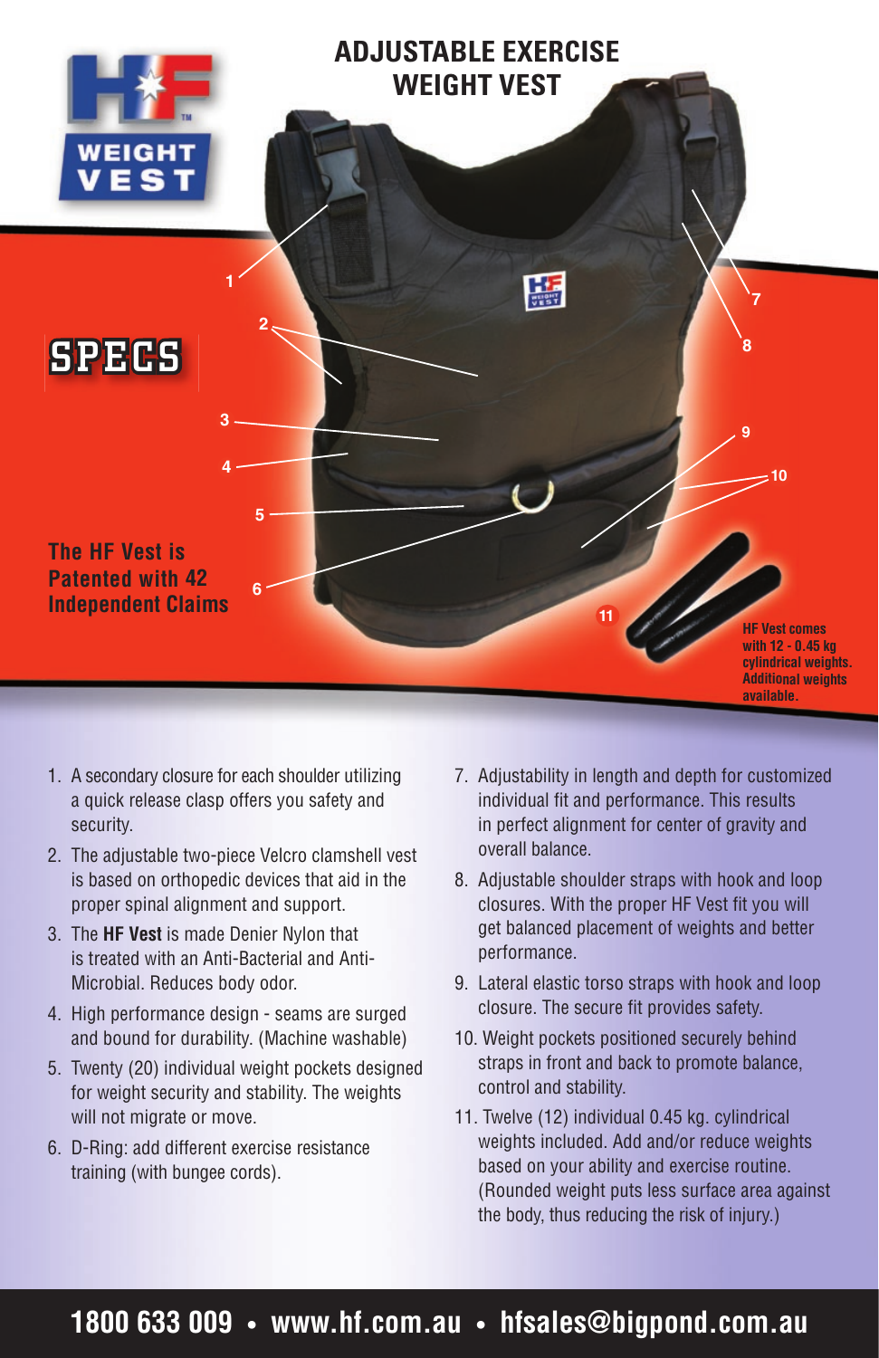HF WEIGHT VEST

# ADJUSTABLE EXERCISE WEIGHT VEST

## SPECS

**The HF Vest is Patented with 42 Independent Claims**

**HF Vest comes with 12 - 0.45 kg cylindrical weights. Additional weights available.**

1. A secondary closure for each shoulder utilizing a quick release clasp offers you safety and security.
2. The adjustable two-piece Velcro clamshell vest is based on orthopedic devices that aid in the proper spinal alignment and support.
3. The **HF Vest** is made Denier Nylon that is treated with an Anti-Bacterial and Anti-Microbial. Reduces body odor.
4. High performance design - seams are surged and bound for durability. (Machine washable)
5. Twenty (20) individual weight pockets designed for weight security and stability. The weights will not migrate or move.
6. D-Ring: add different exercise resistance training (with bungee cords).
7. Adjustability in length and depth for customized individual fit and performance. This results in perfect alignment for center of gravity and overall balance.
8. Adjustable shoulder straps with hook and loop closures. With the proper HF Vest fit you will get balanced placement of weights and better performance.
9. Lateral elastic torso straps with hook and loop closure. The secure fit provides safety.
10. Weight pockets positioned securely behind straps in front and back to promote balance, control and stability.
11. Twelve (12) individual 0.45 kg. cylindrical weights included. Add and/or reduce weights based on your ability and exercise routine. (Rounded weight puts less surface area against the body, thus reducing the risk of injury.)

**1800 633 009 • www.hf.com.au • hfsales@bigpond.com.au**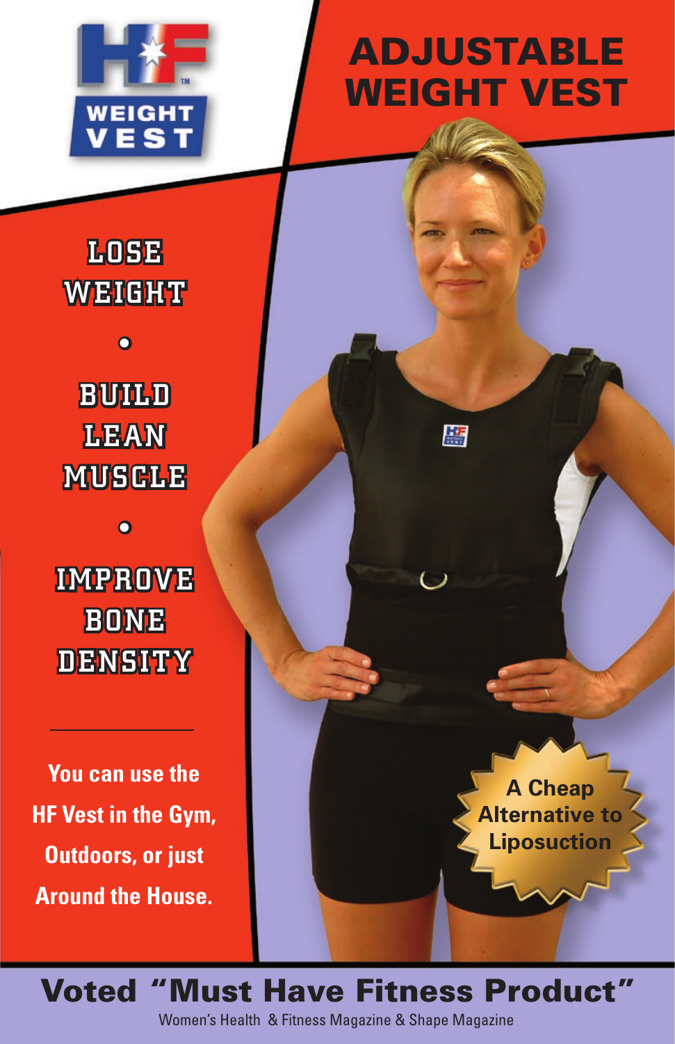HF WEIGHT VEST

# ADJUSTABLE WEIGHT VEST

LOSE WEIGHT

•

BUILD LEAN MUSCLE

•

IMPROVE BONE DENSITY

---

**You can use the HF Vest in the Gym, Outdoors, or just Around the House.**

**A Cheap Alternative to Liposuction**

## Voted "Must Have Fitness Product"

Women's Health & Fitness Magazine & Shape Magazine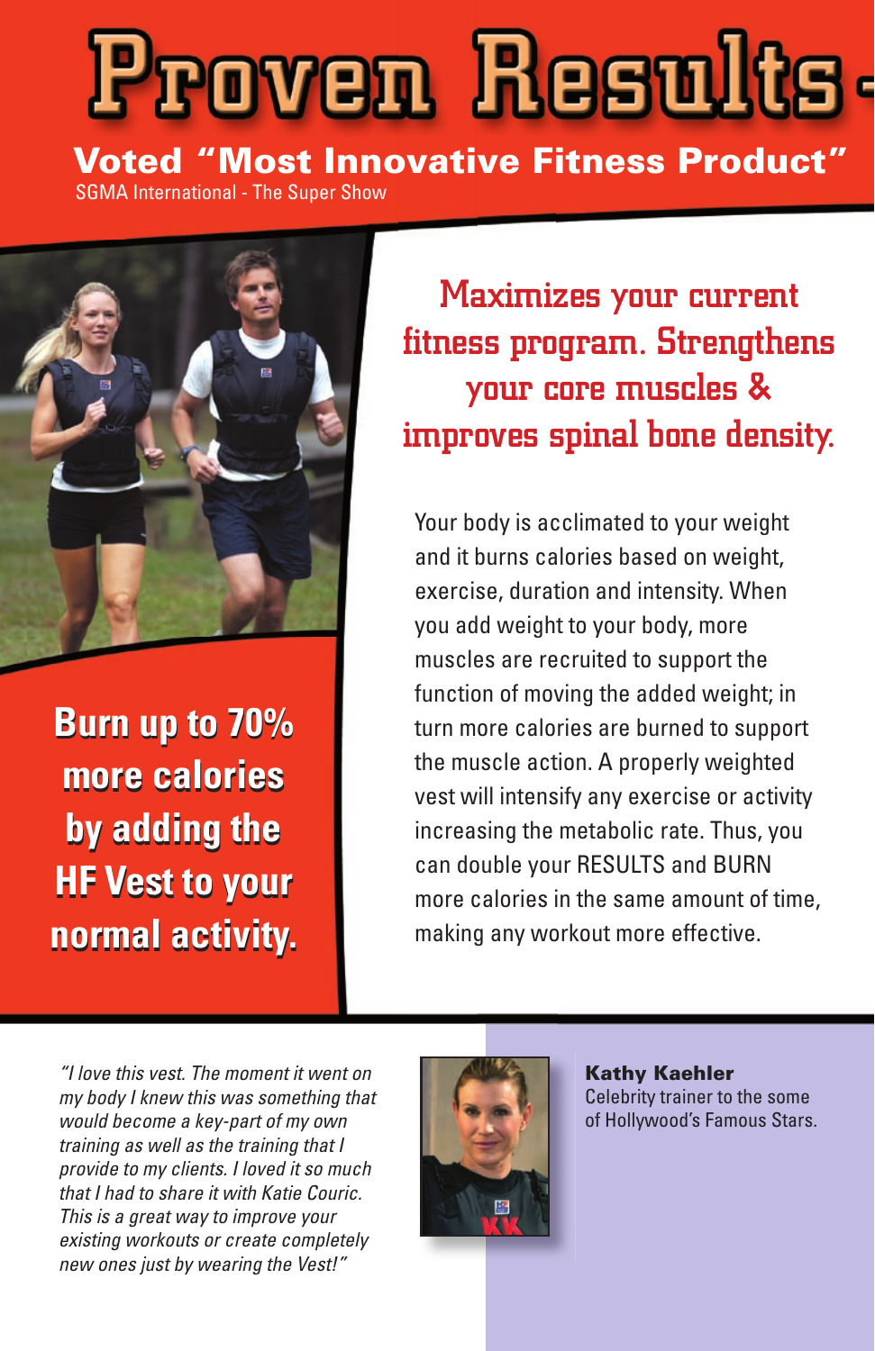# Proven Results

**Voted "Most Innovative Fitness Product"**

SGMA International - The Super Show

**Burn up to 70% more calories by adding the HF Vest to your normal activity.**

## Maximizes your current fitness program. Strengthens your core muscles & improves spinal bone density.

Your body is acclimated to your weight and it burns calories based on weight, exercise, duration and intensity. When you add weight to your body, more muscles are recruited to support the function of moving the added weight; in turn more calories are burned to support the muscle action. A properly weighted vest will intensify any exercise or activity increasing the metabolic rate. Thus, you can double your RESULTS and BURN more calories in the same amount of time, making any workout more effective.

*"I love this vest. The moment it went on my body I knew this was something that would become a key-part of my own training as well as the training that I provide to my clients. I loved it so much that I had to share it with Katie Couric. This is a great way to improve your existing workouts or create completely new ones just by wearing the Vest!"*

**Kathy Kaehler**
Celebrity trainer to the some of Hollywood's Famous Stars.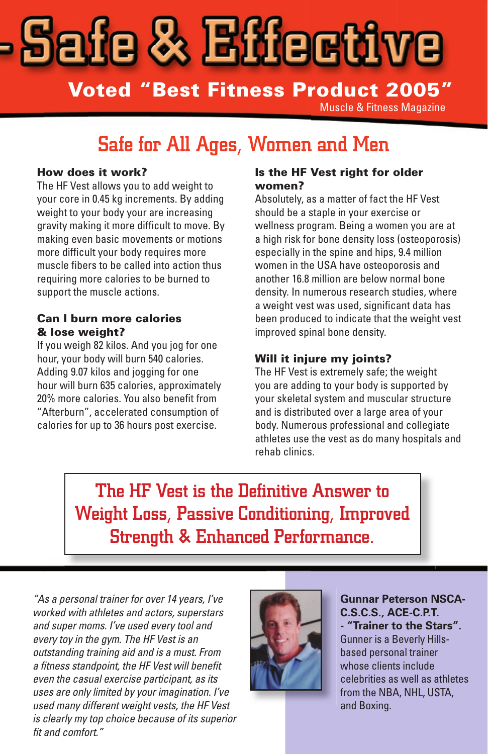# Safe & Effective

## Voted "Best Fitness Product 2005"

Muscle & Fitness Magazine

## Safe for All Ages, Women and Men

### How does it work?

The HF Vest allows you to add weight to your core in 0.45 kg increments. By adding weight to your body your are increasing gravity making it more difficult to move. By making even basic movements or motions more difficult your body requires more muscle fibers to be called into action thus requiring more calories to be burned to support the muscle actions.

### Can I burn more calories & lose weight?

If you weigh 82 kilos. And you jog for one hour, your body will burn 540 calories. Adding 9.07 kilos and jogging for one hour will burn 635 calories, approximately 20% more calories. You also benefit from "Afterburn", accelerated consumption of calories for up to 36 hours post exercise.

### Is the HF Vest right for older women?

Absolutely, as a matter of fact the HF Vest should be a staple in your exercise or wellness program. Being a women you are at a high risk for bone density loss (osteoporosis) especially in the spine and hips, 9.4 million women in the USA have osteoporosis and another 16.8 million are below normal bone density. In numerous research studies, where a weight vest was used, significant data has been produced to indicate that the weight vest improved spinal bone density.

### Will it injure my joints?

The HF Vest is extremely safe; the weight you are adding to your body is supported by your skeletal system and muscular structure and is distributed over a large area of your body. Numerous professional and collegiate athletes use the vest as do many hospitals and rehab clinics.

**The HF Vest is the Definitive Answer to Weight Loss, Passive Conditioning, Improved Strength & Enhanced Performance.**

*"As a personal trainer for over 14 years, I've worked with athletes and actors, superstars and super moms. I've used every tool and every toy in the gym. The HF Vest is an outstanding training aid and is a must. From a fitness standpoint, the HF Vest will benefit even the casual exercise participant, as its uses are only limited by your imagination. I've used many different weight vests, the HF Vest is clearly my top choice because of its superior fit and comfort."*

**Gunnar Peterson NSCA-C.S.C.S., ACE-C.P.T. - "Trainer to the Stars".**
Gunner is a Beverly Hills-based personal trainer whose clients include celebrities as well as athletes from the NBA, NHL, USTA, and Boxing.